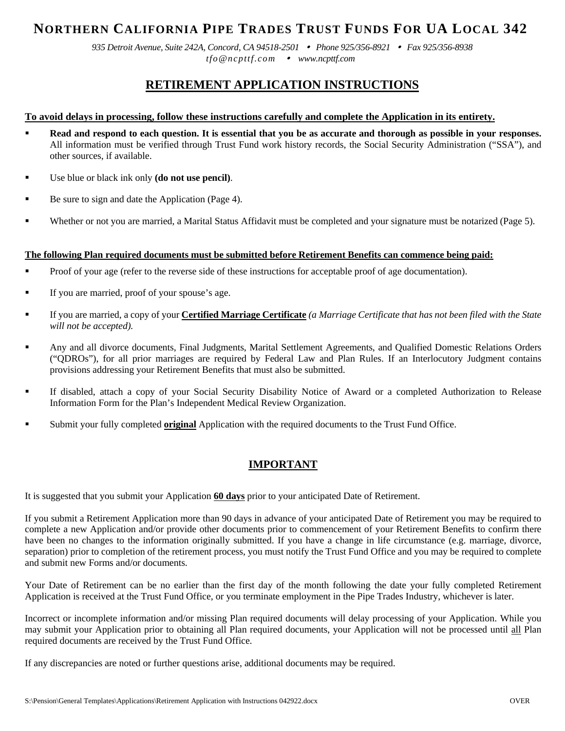# NORTHERN CALIFORNIA PIPE TRADES TRUST FUNDS FOR UA LOCAL 342

*935 Detroit Avenue, Suite 242A, Concord, CA 94518-2501 • Phone 925/356-8921 • Fax 925/356-8938*
*tfo@ncpttf.com • www.ncpttf.com*

## RETIREMENT APPLICATION INSTRUCTIONS

**To avoid delays in processing, follow these instructions carefully and complete the Application in its entirety.**

- **Read and respond to each question. It is essential that you be as accurate and thorough as possible in your responses.** All information must be verified through Trust Fund work history records, the Social Security Administration ("SSA"), and other sources, if available.
- Use blue or black ink only **(do not use pencil)**.
- Be sure to sign and date the Application (Page 4).
- Whether or not you are married, a Marital Status Affidavit must be completed and your signature must be notarized (Page 5).

**The following Plan required documents must be submitted before Retirement Benefits can commence being paid:**

- Proof of your age (refer to the reverse side of these instructions for acceptable proof of age documentation).
- If you are married, proof of your spouse's age.
- If you are married, a copy of your **Certified Marriage Certificate** *(a Marriage Certificate that has not been filed with the State will not be accepted).*
- Any and all divorce documents, Final Judgments, Marital Settlement Agreements, and Qualified Domestic Relations Orders ("QDROs"), for all prior marriages are required by Federal Law and Plan Rules. If an Interlocutory Judgment contains provisions addressing your Retirement Benefits that must also be submitted.
- If disabled, attach a copy of your Social Security Disability Notice of Award or a completed Authorization to Release Information Form for the Plan's Independent Medical Review Organization.
- Submit your fully completed **original** Application with the required documents to the Trust Fund Office.

## IMPORTANT

It is suggested that you submit your Application **60 days** prior to your anticipated Date of Retirement.

If you submit a Retirement Application more than 90 days in advance of your anticipated Date of Retirement you may be required to complete a new Application and/or provide other documents prior to commencement of your Retirement Benefits to confirm there have been no changes to the information originally submitted. If you have a change in life circumstance (e.g. marriage, divorce, separation) prior to completion of the retirement process, you must notify the Trust Fund Office and you may be required to complete and submit new Forms and/or documents.

Your Date of Retirement can be no earlier than the first day of the month following the date your fully completed Retirement Application is received at the Trust Fund Office, or you terminate employment in the Pipe Trades Industry, whichever is later.

Incorrect or incomplete information and/or missing Plan required documents will delay processing of your Application. While you may submit your Application prior to obtaining all Plan required documents, your Application will not be processed until all Plan required documents are received by the Trust Fund Office.

If any discrepancies are noted or further questions arise, additional documents may be required.

S:\Pension\General Templates\Applications\Retirement Application with Instructions 042922.docx OVER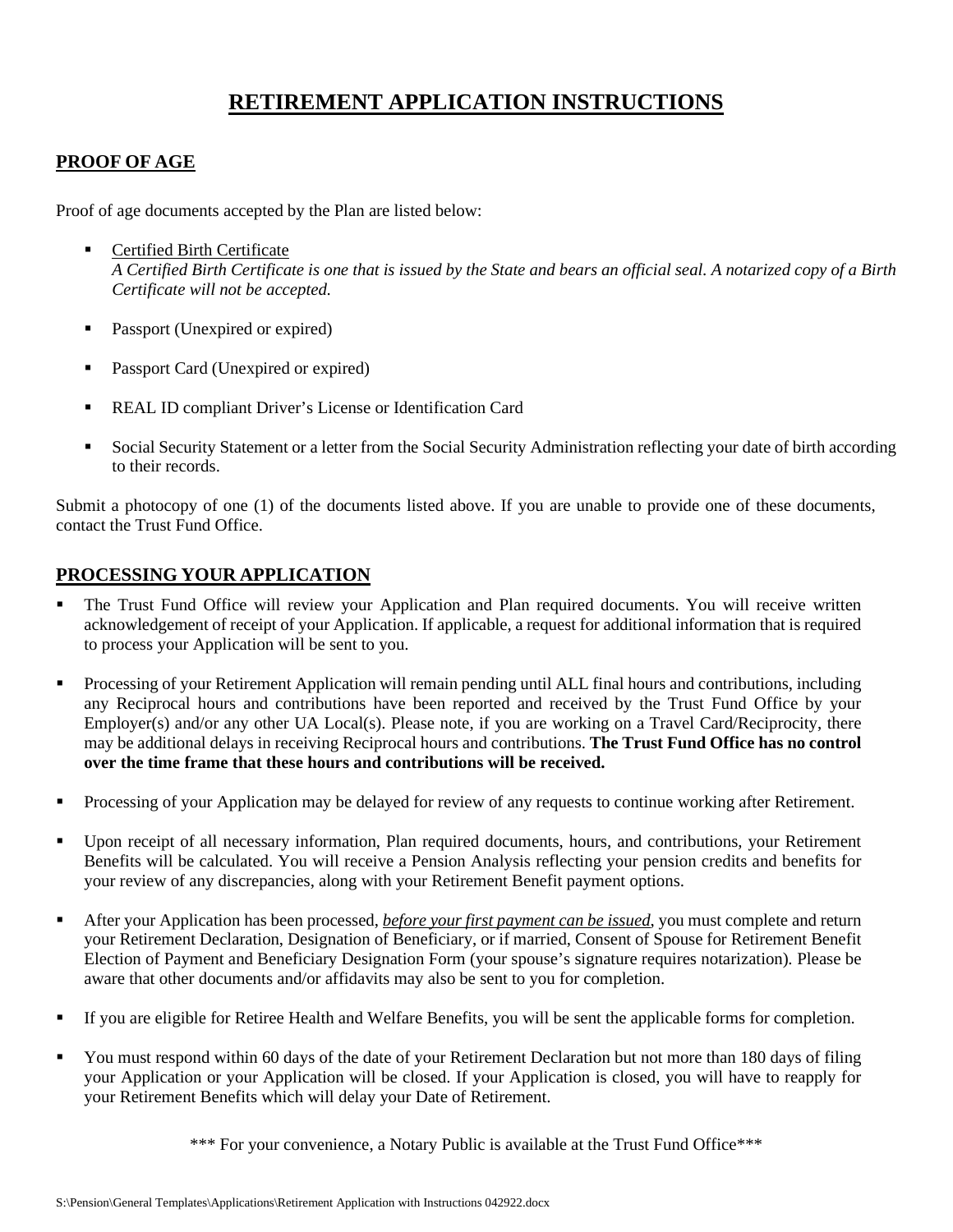# RETIREMENT APPLICATION INSTRUCTIONS

## PROOF OF AGE

Proof of age documents accepted by the Plan are listed below:

- Certified Birth Certificate
  *A Certified Birth Certificate is one that is issued by the State and bears an official seal. A notarized copy of a Birth Certificate will not be accepted.*

- Passport (Unexpired or expired)

- Passport Card (Unexpired or expired)

- REAL ID compliant Driver's License or Identification Card

- Social Security Statement or a letter from the Social Security Administration reflecting your date of birth according to their records.

Submit a photocopy of one (1) of the documents listed above. If you are unable to provide one of these documents, contact the Trust Fund Office.

## PROCESSING YOUR APPLICATION

- The Trust Fund Office will review your Application and Plan required documents. You will receive written acknowledgement of receipt of your Application. If applicable, a request for additional information that is required to process your Application will be sent to you.

- Processing of your Retirement Application will remain pending until ALL final hours and contributions, including any Reciprocal hours and contributions have been reported and received by the Trust Fund Office by your Employer(s) and/or any other UA Local(s). Please note, if you are working on a Travel Card/Reciprocity, there may be additional delays in receiving Reciprocal hours and contributions. **The Trust Fund Office has no control over the time frame that these hours and contributions will be received.**

- Processing of your Application may be delayed for review of any requests to continue working after Retirement.

- Upon receipt of all necessary information, Plan required documents, hours, and contributions, your Retirement Benefits will be calculated. You will receive a Pension Analysis reflecting your pension credits and benefits for your review of any discrepancies, along with your Retirement Benefit payment options.

- After your Application has been processed, ***before your first payment can be issued***, you must complete and return your Retirement Declaration, Designation of Beneficiary, or if married, Consent of Spouse for Retirement Benefit Election of Payment and Beneficiary Designation Form (your spouse's signature requires notarization). Please be aware that other documents and/or affidavits may also be sent to you for completion.

- If you are eligible for Retiree Health and Welfare Benefits, you will be sent the applicable forms for completion.

- You must respond within 60 days of the date of your Retirement Declaration but not more than 180 days of filing your Application or your Application will be closed. If your Application is closed, you will have to reapply for your Retirement Benefits which will delay your Date of Retirement.

*** For your convenience, a Notary Public is available at the Trust Fund Office***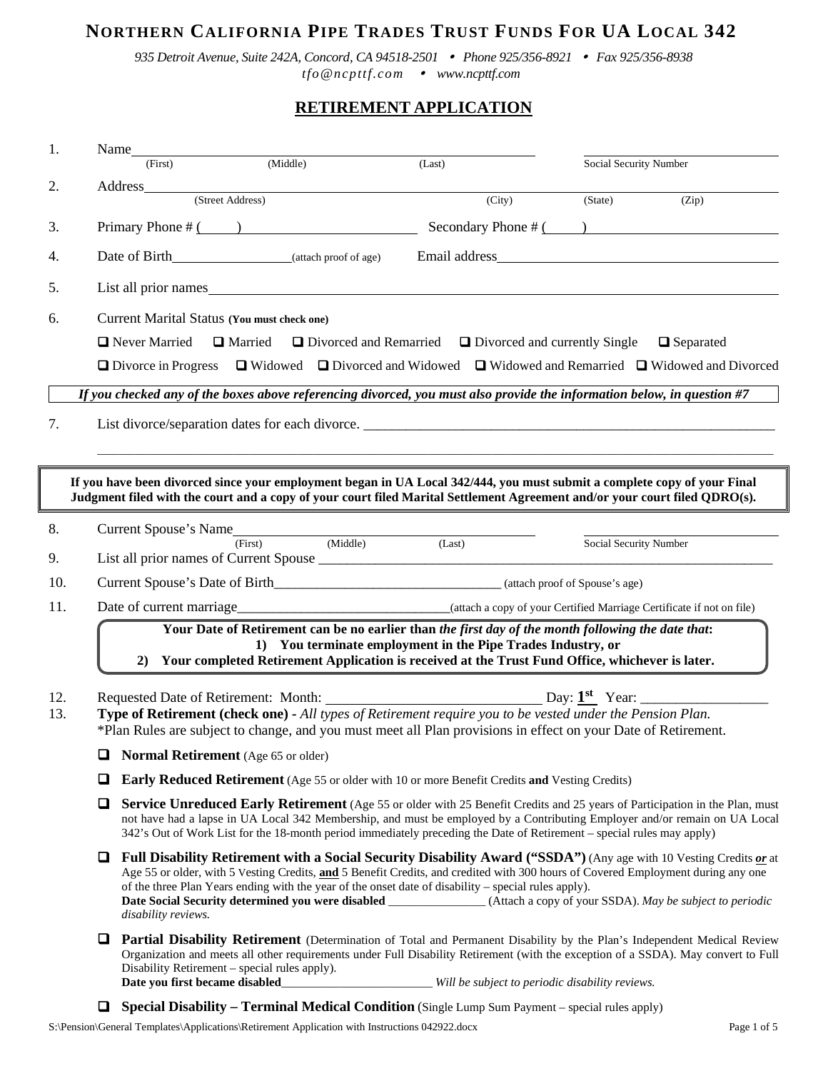# NORTHERN CALIFORNIA PIPE TRADES TRUST FUNDS FOR UA LOCAL 342

*935 Detroit Avenue, Suite 242A, Concord, CA 94518-2501 • Phone 925/356-8921 • Fax 925/356-8938*
*tfo@ncpttf.com • www.ncpttf.com*

## RETIREMENT APPLICATION

1. Name\_\_\_\_\_\_\_\_\_\_\_\_\_\_\_\_\_\_\_\_\_\_\_\_\_\_\_\_\_\_\_\_\_\_\_\_\_\_\_\_ \_\_\_\_\_\_\_\_\_\_\_\_\_\_\_\_\_\_\_\_
   (First) (Middle) (Last) Social Security Number

2. Address\_\_\_\_\_\_\_\_\_\_\_\_\_\_\_\_\_\_\_\_\_\_\_\_\_\_\_\_\_\_\_\_\_\_\_\_\_\_\_\_\_\_\_\_\_\_\_\_\_\_\_\_
   (Street Address) (City) (State) (Zip)

3. Primary Phone # (\_\_\_\_) \_\_\_\_\_\_\_\_\_\_\_\_\_\_\_\_ Secondary Phone # (\_\_\_\_) \_\_\_\_\_\_\_\_\_\_\_\_\_\_\_\_

4. Date of Birth\_\_\_\_\_\_\_\_\_\_\_\_\_\_\_\_ (attach proof of age) Email address\_\_\_\_\_\_\_\_\_\_\_\_\_\_\_\_\_\_\_\_\_\_\_\_

5. List all prior names\_\_\_\_\_\_\_\_\_\_\_\_\_\_\_\_\_\_\_\_\_\_\_\_\_\_\_\_\_\_\_\_\_\_\_\_\_\_\_\_\_\_\_\_\_\_\_\_\_\_

6. Current Marital Status **(You must check one)**

   ❑ Never Married ❑ Married ❑ Divorced and Remarried ❑ Divorced and currently Single ❑ Separated

   ❑ Divorce in Progress ❑ Widowed ❑ Divorced and Widowed ❑ Widowed and Remarried ❑ Widowed and Divorced

***If you checked any of the boxes above referencing divorced, you must also provide the information below, in question #7***

7. List divorce/separation dates for each divorce. \_\_\_\_\_\_\_\_\_\_\_\_\_\_\_\_\_\_\_\_\_\_\_\_\_\_\_\_\_\_\_\_\_\_\_\_\_\_\_\_\_\_\_\_\_\_\_\_\_\_\_\_

   \_\_\_\_\_\_\_\_\_\_\_\_\_\_\_\_\_\_\_\_\_\_\_\_\_\_\_\_\_\_\_\_\_\_\_\_\_\_\_\_\_\_\_\_\_\_\_\_\_\_\_\_\_\_\_\_\_\_\_\_\_\_\_\_\_\_\_\_\_\_\_\_\_\_\_\_\_\_\_\_\_\_\_\_\_\_

**If you have been divorced since your employment began in UA Local 342/444, you must submit a complete copy of your Final Judgment filed with the court and a copy of your court filed Marital Settlement Agreement and/or your court filed QDRO(s).**

8. Current Spouse's Name\_\_\_\_\_\_\_\_\_\_\_\_\_\_\_\_\_\_\_\_\_\_\_\_\_\_\_\_\_\_\_\_\_\_\_\_\_\_\_\_ \_\_\_\_\_\_\_\_\_\_\_\_\_\_\_\_\_\_\_\_
   (First) (Middle) (Last) Social Security Number

9. List all prior names of Current Spouse \_\_\_\_\_\_\_\_\_\_\_\_\_\_\_\_\_\_\_\_\_\_\_\_\_\_\_\_\_\_\_\_\_\_\_\_\_\_\_\_\_\_\_\_\_\_\_\_\_\_

10. Current Spouse's Date of Birth\_\_\_\_\_\_\_\_\_\_\_\_\_\_\_\_\_\_\_\_\_\_\_\_\_\_\_\_\_\_\_\_ (attach proof of Spouse's age)

11. Date of current marriage\_\_\_\_\_\_\_\_\_\_\_\_\_\_\_\_\_\_\_\_\_\_\_\_\_\_\_\_\_\_(attach a copy of your Certified Marriage Certificate if not on file)

**Your Date of Retirement can be no earlier than *the first day of the month following the date that*:**
**1) You terminate employment in the Pipe Trades Industry, or**
**2) Your completed Retirement Application is received at the Trust Fund Office, whichever is later.**

12. Requested Date of Retirement: Month: \_\_\_\_\_\_\_\_\_\_\_\_\_\_\_\_\_\_\_\_\_\_\_\_\_\_\_\_\_\_ Day: **1st** Year: \_\_\_\_\_\_\_\_\_\_\_\_\_\_\_\_\_\_

13. **Type of Retirement (check one) -** *All types of Retirement require you to be vested under the Pension Plan.*
    \*Plan Rules are subject to change, and you must meet all Plan provisions in effect on your Date of Retirement.

❑ **Normal Retirement** (Age 65 or older)

❑ **Early Reduced Retirement** (Age 55 or older with 10 or more Benefit Credits **and** Vesting Credits)

❑ **Service Unreduced Early Retirement** (Age 55 or older with 25 Benefit Credits and 25 years of Participation in the Plan, must not have had a lapse in UA Local 342 Membership, and must be employed by a Contributing Employer and/or remain on UA Local 342's Out of Work List for the 18-month period immediately preceding the Date of Retirement – special rules may apply)

❑ **Full Disability Retirement with a Social Security Disability Award ("SSDA")** (Any age with 10 Vesting Credits ***or*** at Age 55 or older, with 5 Vesting Credits, **and** 5 Benefit Credits, and credited with 300 hours of Covered Employment during any one of the three Plan Years ending with the year of the onset date of disability – special rules apply).
**Date Social Security determined you were disabled** \_\_\_\_\_\_\_\_\_\_\_\_\_\_\_\_ (Attach a copy of your SSDA). *May be subject to periodic disability reviews.*

❑ **Partial Disability Retirement** (Determination of Total and Permanent Disability by the Plan's Independent Medical Review Organization and meets all other requirements under Full Disability Retirement (with the exception of a SSDA). May convert to Full Disability Retirement – special rules apply).
**Date you first became disabled**\_\_\_\_\_\_\_\_\_\_\_\_\_\_\_\_\_\_\_\_\_\_\_\_\_ *Will be subject to periodic disability reviews.*

❑ **Special Disability – Terminal Medical Condition** (Single Lump Sum Payment – special rules apply)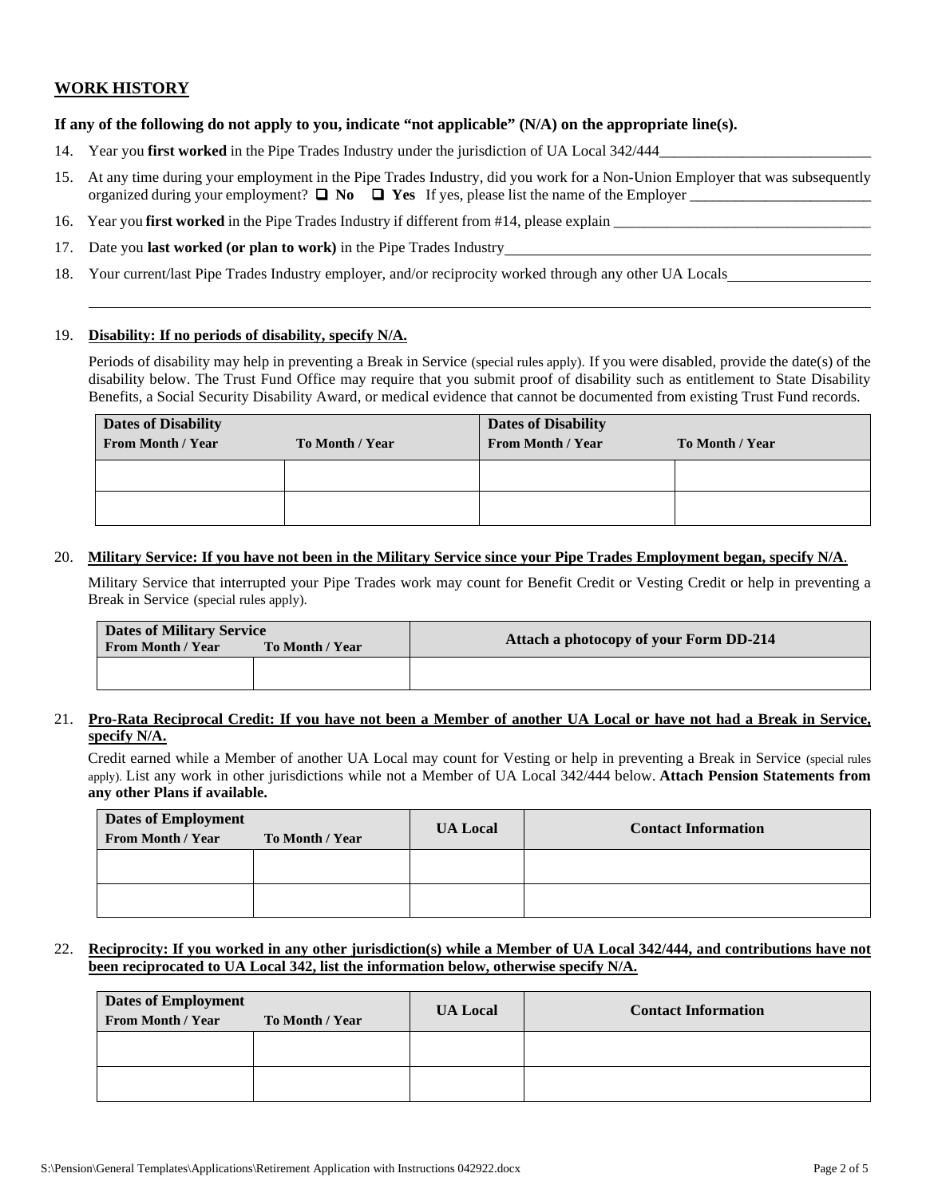## WORK HISTORY

**If any of the following do not apply to you, indicate "not applicable" (N/A) on the appropriate line(s).**

14. Year you **first worked** in the Pipe Trades Industry under the jurisdiction of UA Local 342/444\_\_\_\_\_\_\_\_\_\_\_\_\_\_\_\_\_\_\_\_\_\_\_\_\_\_\_\_

15. At any time during your employment in the Pipe Trades Industry, did you work for a Non-Union Employer that was subsequently organized during your employment? ❑ **No** ❑ **Yes** If yes, please list the name of the Employer \_\_\_\_\_\_\_\_\_\_\_\_\_\_\_\_\_\_\_\_\_\_\_\_

16. Year you **first worked** in the Pipe Trades Industry if different from #14, please explain \_\_\_\_\_\_\_\_\_\_\_\_\_\_\_\_\_\_\_\_\_\_\_\_\_\_\_\_\_\_\_\_\_\_\_

17. Date you **last worked (or plan to work)** in the Pipe Trades Industry\_\_\_\_\_\_\_\_\_\_\_\_\_\_\_\_\_\_\_\_\_\_\_\_\_\_\_\_\_\_\_\_\_\_\_\_\_\_\_\_\_\_\_\_\_\_\_\_\_\_\_\_

18. Your current/last Pipe Trades Industry employer, and/or reciprocity worked through any other UA Locals\_\_\_\_\_\_\_\_\_\_\_\_\_\_\_\_\_\_\_

\_\_\_\_\_\_\_\_\_\_\_\_\_\_\_\_\_\_\_\_\_\_\_\_\_\_\_\_\_\_\_\_\_\_\_\_\_\_\_\_\_\_\_\_\_\_\_\_\_\_\_\_\_\_\_\_\_\_\_\_\_\_\_\_\_\_\_\_\_\_\_\_\_\_\_\_\_\_\_\_\_\_\_\_\_\_\_\_\_\_\_\_\_\_\_\_\_\_\_\_\_\_

19. **Disability: If no periods of disability, specify N/A.**

Periods of disability may help in preventing a Break in Service (special rules apply). If you were disabled, provide the date(s) of the disability below. The Trust Fund Office may require that you submit proof of disability such as entitlement to State Disability Benefits, a Social Security Disability Award, or medical evidence that cannot be documented from existing Trust Fund records.

| Dates of Disability | | Dates of Disability | |
|---|---|---|---|
| **From Month / Year** | **To Month / Year** | **From Month / Year** | **To Month / Year** |
| | | | |
| | | | |

20. **Military Service: If you have not been in the Military Service since your Pipe Trades Employment began, specify N/A**.

Military Service that interrupted your Pipe Trades work may count for Benefit Credit or Vesting Credit or help in preventing a Break in Service (special rules apply).

| Dates of Military Service | | Attach a photocopy of your Form DD-214 |
|---|---|---|
| **From Month / Year** | **To Month / Year** | |
| | | |

21. **Pro-Rata Reciprocal Credit: If you have not been a Member of another UA Local or have not had a Break in Service, specify N/A.**

Credit earned while a Member of another UA Local may count for Vesting or help in preventing a Break in Service (special rules apply). List any work in other jurisdictions while not a Member of UA Local 342/444 below. **Attach Pension Statements from any other Plans if available.**

| Dates of Employment | | UA Local | Contact Information |
|---|---|---|---|
| **From Month / Year** | **To Month / Year** | | |
| | | | |
| | | | |

22. **Reciprocity: If you worked in any other jurisdiction(s) while a Member of UA Local 342/444, and contributions have not been reciprocated to UA Local 342, list the information below, otherwise specify N/A.**

| Dates of Employment | | UA Local | Contact Information |
|---|---|---|---|
| **From Month / Year** | **To Month / Year** | | |
| | | | |
| | | | |

S:\Pension\General Templates\Applications\Retirement Application with Instructions 042922.docx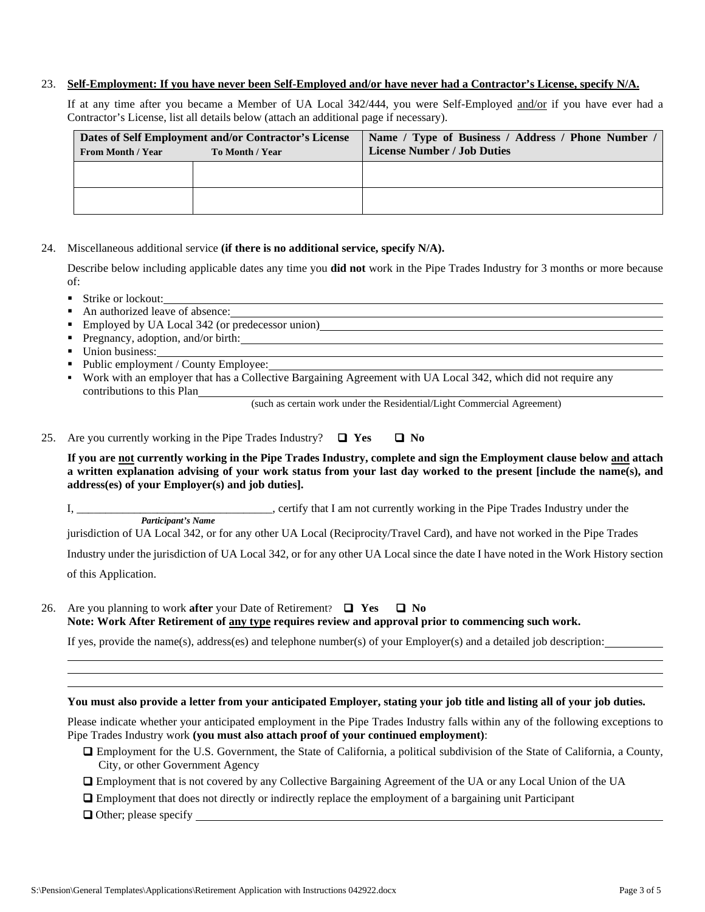23. **<u>Self-Employment: If you have never been Self-Employed and/or have never had a Contractor's License, specify N/A.</u>**

If at any time after you became a Member of UA Local 342/444, you were Self-Employed <u>and/or</u> if you have ever had a Contractor's License, list all details below (attach an additional page if necessary).

| **Dates of Self Employment and/or Contractor's License** | | **Name / Type of Business / Address / Phone Number / License Number / Job Duties** |
|---|---|---|
| **From Month / Year** | **To Month / Year** | |
| | | |
| | | |

24. Miscellaneous additional service **(if there is no additional service, specify N/A).**

Describe below including applicable dates any time you **did not** work in the Pipe Trades Industry for 3 months or more because of:

- Strike or lockout: ______________________________
- An authorized leave of absence: ______________________________
- Employed by UA Local 342 (or predecessor union) ______________________________
- Pregnancy, adoption, and/or birth: ______________________________
- Union business: ______________________________
- Public employment / County Employee: ______________________________
- Work with an employer that has a Collective Bargaining Agreement with UA Local 342, which did not require any contributions to this Plan ______________________________
  (such as certain work under the Residential/Light Commercial Agreement)

25. Are you currently working in the Pipe Trades Industry? ☐ **Yes** ☐ **No**

**If you are <u>not</u> currently working in the Pipe Trades Industry, complete and sign the Employment clause below <u>and</u> attach a written explanation advising of your work status from your last day worked to the present [include the name(s), and address(es) of your Employer(s) and job duties].**

I, __________________________________, certify that I am not currently working in the Pipe Trades Industry under the
*Participant's Name*
jurisdiction of UA Local 342, or for any other UA Local (Reciprocity/Travel Card), and have not worked in the Pipe Trades Industry under the jurisdiction of UA Local 342, or for any other UA Local since the date I have noted in the Work History section of this Application.

26. Are you planning to work **after** your Date of Retirement? ☐ **Yes** ☐ **No**
**Note: Work After Retirement of <u>any type</u> requires review and approval prior to commencing such work.**

If yes, provide the name(s), address(es) and telephone number(s) of your Employer(s) and a detailed job description: __________

______________________________________________________________

______________________________________________________________

**You must also provide a letter from your anticipated Employer, stating your job title and listing all of your job duties.**

Please indicate whether your anticipated employment in the Pipe Trades Industry falls within any of the following exceptions to Pipe Trades Industry work **(you must also attach proof of your continued employment)**:

- ☐ Employment for the U.S. Government, the State of California, a political subdivision of the State of California, a County, City, or other Government Agency
- ☐ Employment that is not covered by any Collective Bargaining Agreement of the UA or any Local Union of the UA
- ☐ Employment that does not directly or indirectly replace the employment of a bargaining unit Participant
- ☐ Other; please specify ______________________________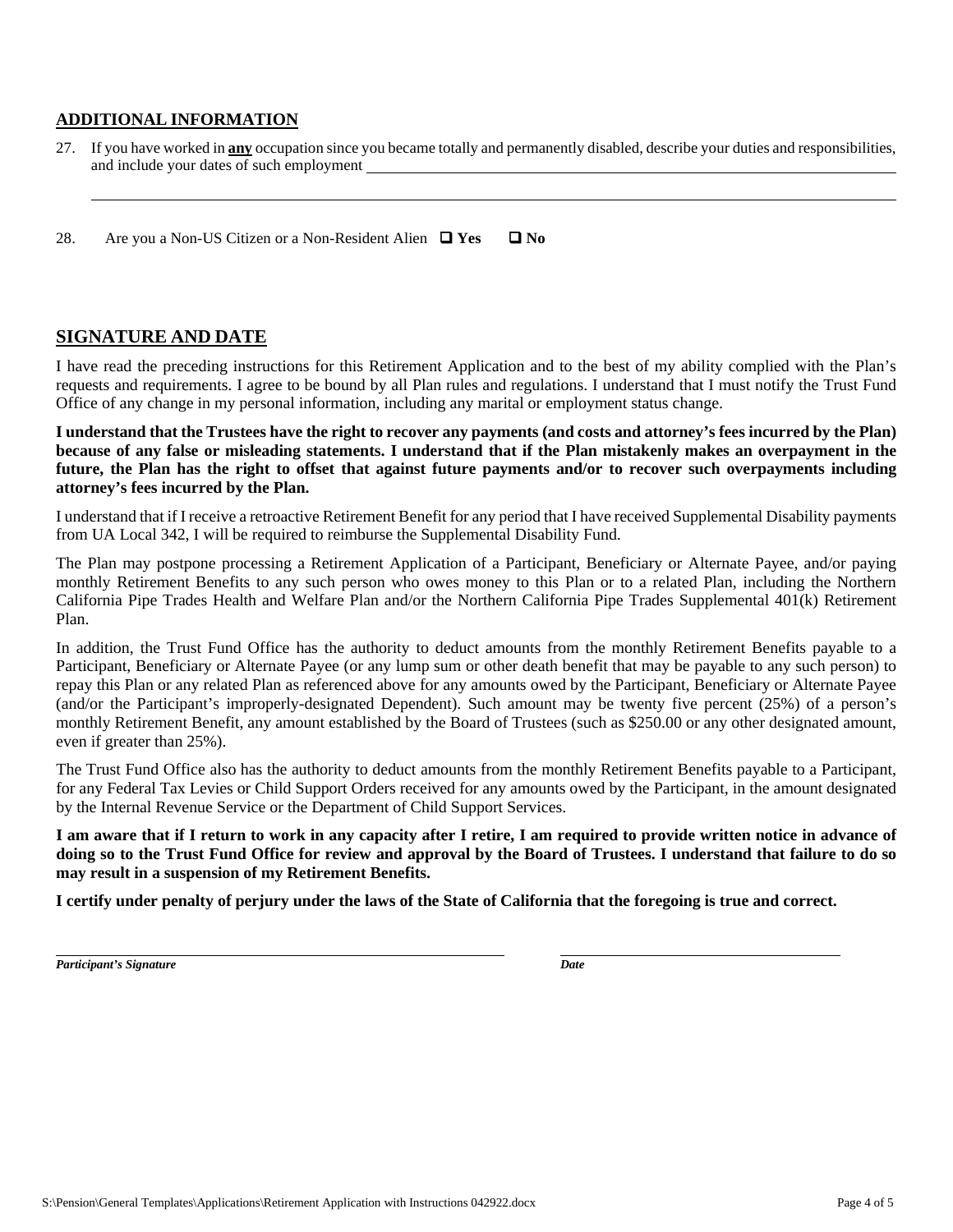## ADDITIONAL INFORMATION

27. If you have worked in **any** occupation since you became totally and permanently disabled, describe your duties and responsibilities, and include your dates of such employment ______________________________________________

______________________________________________________________________________

28. Are you a Non-US Citizen or a Non-Resident Alien ☐ **Yes** ☐ **No**

## SIGNATURE AND DATE

I have read the preceding instructions for this Retirement Application and to the best of my ability complied with the Plan's requests and requirements. I agree to be bound by all Plan rules and regulations. I understand that I must notify the Trust Fund Office of any change in my personal information, including any marital or employment status change.

**I understand that the Trustees have the right to recover any payments (and costs and attorney's fees incurred by the Plan) because of any false or misleading statements. I understand that if the Plan mistakenly makes an overpayment in the future, the Plan has the right to offset that against future payments and/or to recover such overpayments including attorney's fees incurred by the Plan.**

I understand that if I receive a retroactive Retirement Benefit for any period that I have received Supplemental Disability payments from UA Local 342, I will be required to reimburse the Supplemental Disability Fund.

The Plan may postpone processing a Retirement Application of a Participant, Beneficiary or Alternate Payee, and/or paying monthly Retirement Benefits to any such person who owes money to this Plan or to a related Plan, including the Northern California Pipe Trades Health and Welfare Plan and/or the Northern California Pipe Trades Supplemental 401(k) Retirement Plan.

In addition, the Trust Fund Office has the authority to deduct amounts from the monthly Retirement Benefits payable to a Participant, Beneficiary or Alternate Payee (or any lump sum or other death benefit that may be payable to any such person) to repay this Plan or any related Plan as referenced above for any amounts owed by the Participant, Beneficiary or Alternate Payee (and/or the Participant's improperly-designated Dependent). Such amount may be twenty five percent (25%) of a person's monthly Retirement Benefit, any amount established by the Board of Trustees (such as $250.00 or any other designated amount, even if greater than 25%).

The Trust Fund Office also has the authority to deduct amounts from the monthly Retirement Benefits payable to a Participant, for any Federal Tax Levies or Child Support Orders received for any amounts owed by the Participant, in the amount designated by the Internal Revenue Service or the Department of Child Support Services.

**I am aware that if I return to work in any capacity after I retire, I am required to provide written notice in advance of doing so to the Trust Fund Office for review and approval by the Board of Trustees. I understand that failure to do so may result in a suspension of my Retirement Benefits.**

**I certify under penalty of perjury under the laws of the State of California that the foregoing is true and correct.**

______________________________________ ______________________

***Participant's Signature*** ***Date***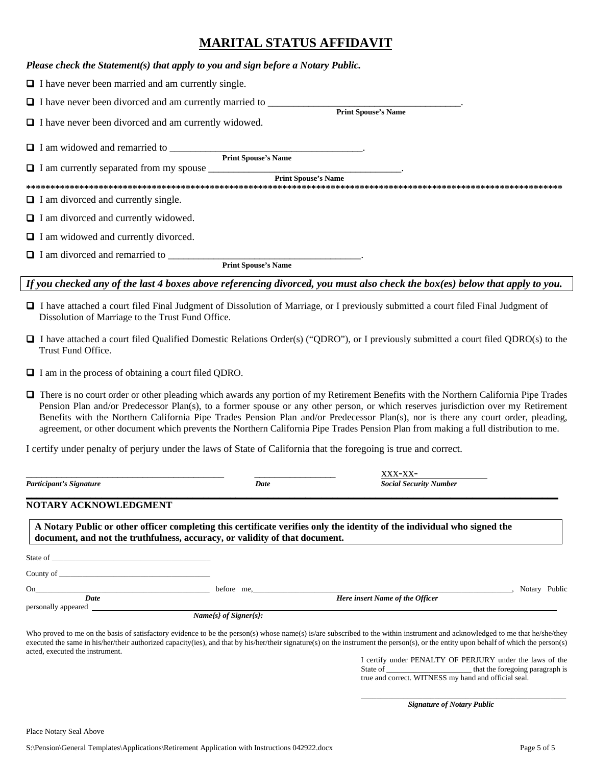# MARITAL STATUS AFFIDAVIT

***Please check the Statement(s) that apply to you and sign before a Notary Public.***

- ☐ I have never been married and am currently single.
- ☐ I have never been divorced and am currently married to ______________________________________.
  **Print Spouse's Name**
- ☐ I have never been divorced and am currently widowed.
- ☐ I am widowed and remarried to ______________________________________.
  **Print Spouse's Name**
- ☐ I am currently separated from my spouse ______________________________________.
  **Print Spouse's Name**

****************************************************************************************************************

- ☐ I am divorced and currently single.
- ☐ I am divorced and currently widowed.
- ☐ I am widowed and currently divorced.
- ☐ I am divorced and remarried to ______________________________________.
  **Print Spouse's Name**

***If you checked any of the last 4 boxes above referencing divorced, you must also check the box(es) below that apply to you.***

- ☐ I have attached a court filed Final Judgment of Dissolution of Marriage, or I previously submitted a court filed Final Judgment of Dissolution of Marriage to the Trust Fund Office.
- ☐ I have attached a court filed Qualified Domestic Relations Order(s) ("QDRO"), or I previously submitted a court filed QDRO(s) to the Trust Fund Office.
- ☐ I am in the process of obtaining a court filed QDRO.
- ☐ There is no court order or other pleading which awards any portion of my Retirement Benefits with the Northern California Pipe Trades Pension Plan and/or Predecessor Plan(s), to a former spouse or any other person, or which reserves jurisdiction over my Retirement Benefits with the Northern California Pipe Trades Pension Plan and/or Predecessor Plan(s), nor is there any court order, pleading, agreement, or other document which prevents the Northern California Pipe Trades Pension Plan from making a full distribution to me.

I certify under penalty of perjury under the laws of State of California that the foregoing is true and correct.

_______________________________________ &nbsp;&nbsp; _________________ &nbsp;&nbsp; XXX-XX-_______________
***Participant's Signature*** &nbsp;&nbsp; ***Date*** &nbsp;&nbsp; ***Social Security Number***

## NOTARY ACKNOWLEDGMENT

**A Notary Public or other officer completing this certificate verifies only the identity of the individual who signed the document, and not the truthfulness, accuracy, or validity of that document.**

State of ______________________________________

County of ____________________________________

On____________________________________ before me,_______________________________________________________, Notary Public
***Date*** &nbsp;&nbsp; ***Here insert Name of the Officer***

personally appeared ______________________________________________________________________________
***Name{s} of Signer{s}:***

Who proved to me on the basis of satisfactory evidence to be the person(s) whose name(s) is/are subscribed to the within instrument and acknowledged to me that he/she/they executed the same in his/her/their authorized capacity(ies), and that by his/her/their signature(s) on the instrument the person(s), or the entity upon behalf of which the person(s) acted, executed the instrument.

I certify under PENALTY OF PERJURY under the laws of the State of ______________________ that the foregoing paragraph is true and correct. WITNESS my hand and official seal.

_____________________________________________________
***Signature of Notary Public***

Place Notary Seal Above

S:\Pension\General Templates\Applications\Retirement Application with Instructions 042922.docx